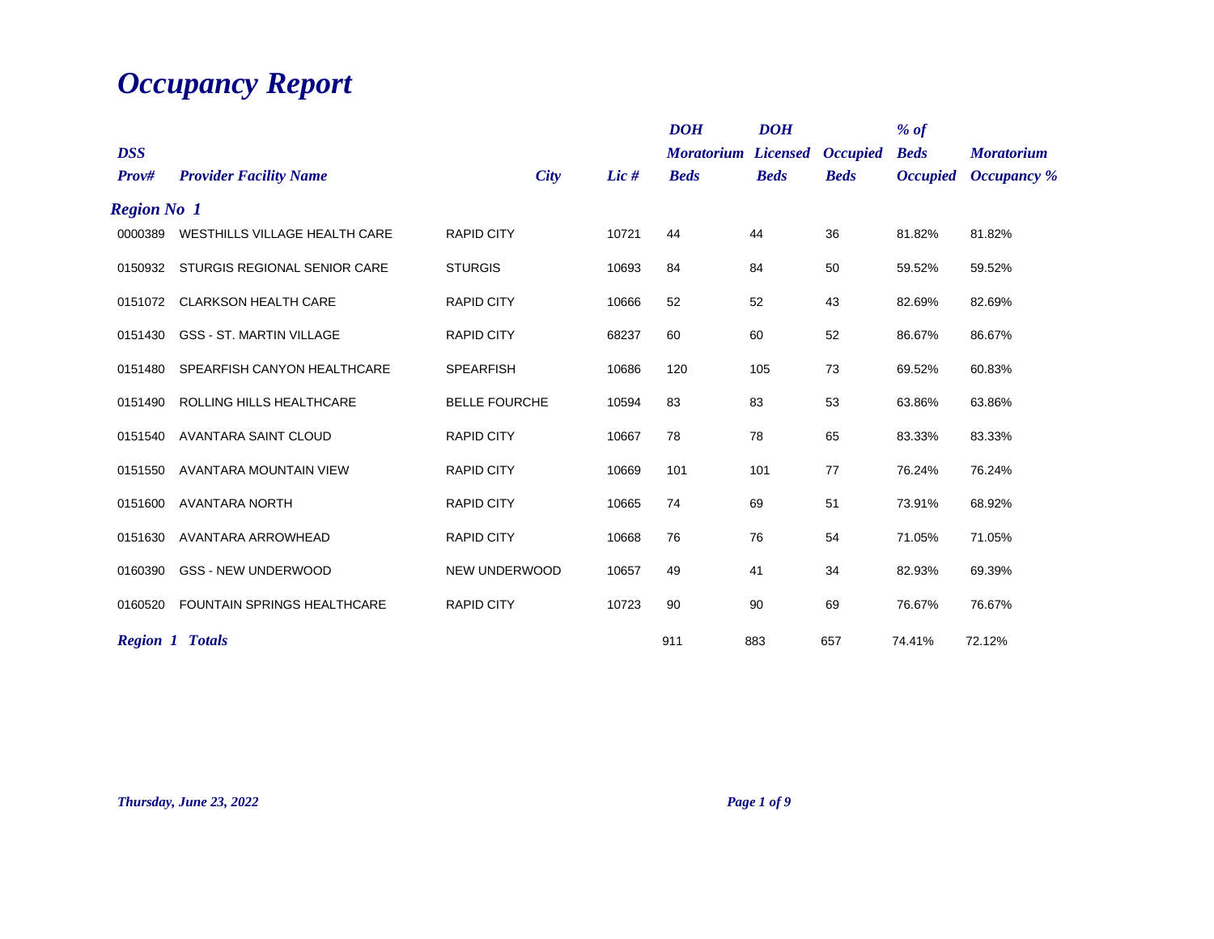# *Occupancy Report*

| DSS Prov# | Provider Facility Name | City | Lic # | DOH Moratorium Beds | DOH Licensed Beds | Occupied Beds | % of Beds Occupied | Moratorium Occupancy % |
|---|---|---|---|---|---|---|---|---|
| ***Region No 1*** | | | | | | | | |
| 0000389 | WESTHILLS VILLAGE HEALTH CARE | RAPID CITY | 10721 | 44 | 44 | 36 | 81.82% | 81.82% |
| 0150932 | STURGIS REGIONAL SENIOR CARE | STURGIS | 10693 | 84 | 84 | 50 | 59.52% | 59.52% |
| 0151072 | CLARKSON HEALTH CARE | RAPID CITY | 10666 | 52 | 52 | 43 | 82.69% | 82.69% |
| 0151430 | GSS - ST. MARTIN VILLAGE | RAPID CITY | 68237 | 60 | 60 | 52 | 86.67% | 86.67% |
| 0151480 | SPEARFISH CANYON HEALTHCARE | SPEARFISH | 10686 | 120 | 105 | 73 | 69.52% | 60.83% |
| 0151490 | ROLLING HILLS HEALTHCARE | BELLE FOURCHE | 10594 | 83 | 83 | 53 | 63.86% | 63.86% |
| 0151540 | AVANTARA SAINT CLOUD | RAPID CITY | 10667 | 78 | 78 | 65 | 83.33% | 83.33% |
| 0151550 | AVANTARA MOUNTAIN VIEW | RAPID CITY | 10669 | 101 | 101 | 77 | 76.24% | 76.24% |
| 0151600 | AVANTARA NORTH | RAPID CITY | 10665 | 74 | 69 | 51 | 73.91% | 68.92% |
| 0151630 | AVANTARA ARROWHEAD | RAPID CITY | 10668 | 76 | 76 | 54 | 71.05% | 71.05% |
| 0160390 | GSS - NEW UNDERWOOD | NEW UNDERWOOD | 10657 | 49 | 41 | 34 | 82.93% | 69.39% |
| 0160520 | FOUNTAIN SPRINGS HEALTHCARE | RAPID CITY | 10723 | 90 | 90 | 69 | 76.67% | 76.67% |
| ***Region 1 Totals*** | | | | 911 | 883 | 657 | 74.41% | 72.12% |

*Thursday, June 23, 2022*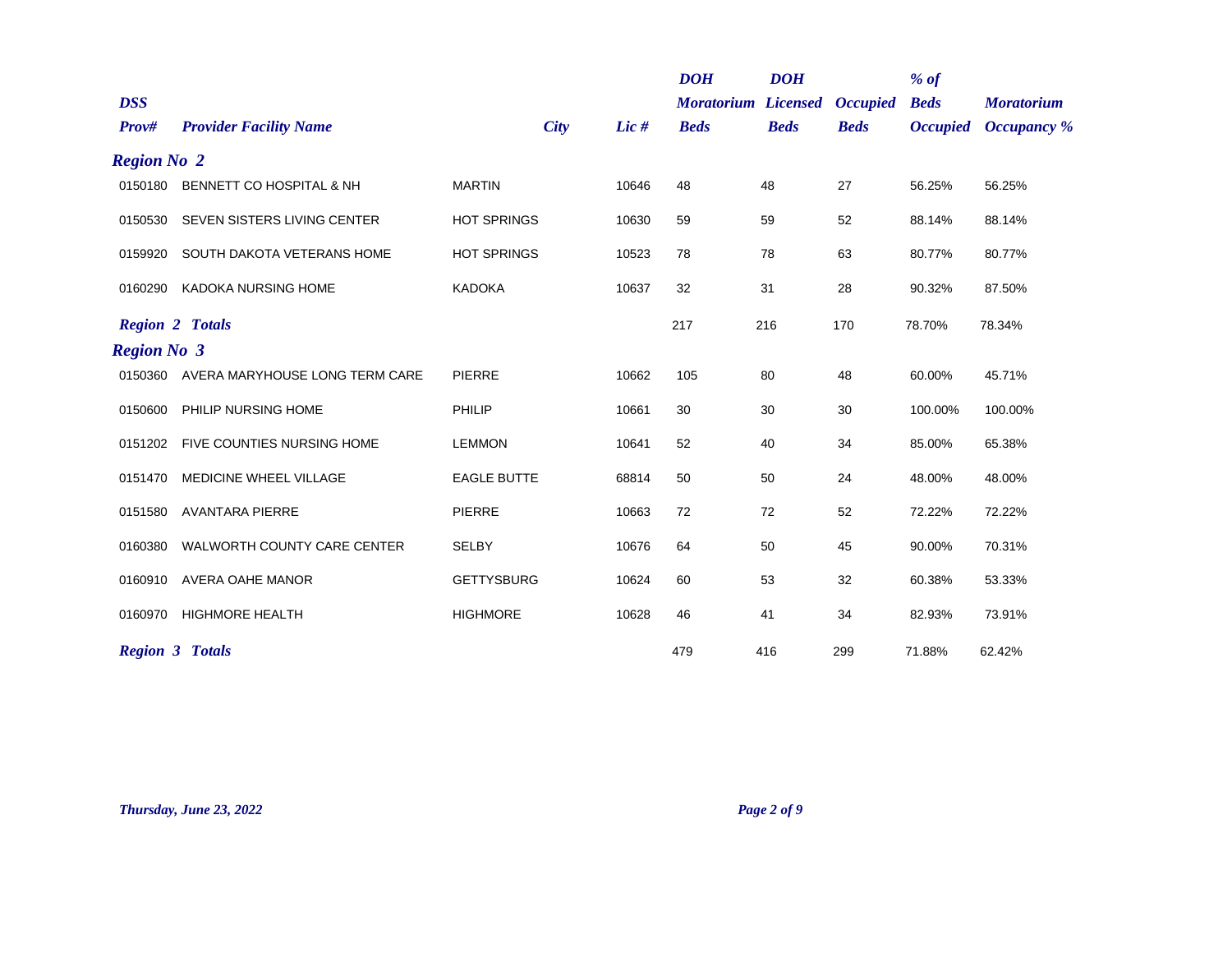| DSS Prov# | Provider Facility Name | City | Lic # | DOH Moratorium Beds | DOH Licensed Beds | Occupied Beds | % of Beds Occupied | Moratorium Occupancy % |
|---|---|---|---|---|---|---|---|---|
| ***Region No 2*** | | | | | | | | |
| 0150180 | BENNETT CO HOSPITAL & NH | MARTIN | 10646 | 48 | 48 | 27 | 56.25% | 56.25% |
| 0150530 | SEVEN SISTERS LIVING CENTER | HOT SPRINGS | 10630 | 59 | 59 | 52 | 88.14% | 88.14% |
| 0159920 | SOUTH DAKOTA VETERANS HOME | HOT SPRINGS | 10523 | 78 | 78 | 63 | 80.77% | 80.77% |
| 0160290 | KADOKA NURSING HOME | KADOKA | 10637 | 32 | 31 | 28 | 90.32% | 87.50% |
| ***Region 2 Totals*** | | | | 217 | 216 | 170 | 78.70% | 78.34% |
| ***Region No 3*** | | | | | | | | |
| 0150360 | AVERA MARYHOUSE LONG TERM CARE | PIERRE | 10662 | 105 | 80 | 48 | 60.00% | 45.71% |
| 0150600 | PHILIP NURSING HOME | PHILIP | 10661 | 30 | 30 | 30 | 100.00% | 100.00% |
| 0151202 | FIVE COUNTIES NURSING HOME | LEMMON | 10641 | 52 | 40 | 34 | 85.00% | 65.38% |
| 0151470 | MEDICINE WHEEL VILLAGE | EAGLE BUTTE | 68814 | 50 | 50 | 24 | 48.00% | 48.00% |
| 0151580 | AVANTARA PIERRE | PIERRE | 10663 | 72 | 72 | 52 | 72.22% | 72.22% |
| 0160380 | WALWORTH COUNTY CARE CENTER | SELBY | 10676 | 64 | 50 | 45 | 90.00% | 70.31% |
| 0160910 | AVERA OAHE MANOR | GETTYSBURG | 10624 | 60 | 53 | 32 | 60.38% | 53.33% |
| 0160970 | HIGHMORE HEALTH | HIGHMORE | 10628 | 46 | 41 | 34 | 82.93% | 73.91% |
| ***Region 3 Totals*** | | | | 479 | 416 | 299 | 71.88% | 62.42% |

*Thursday, June 23, 2022*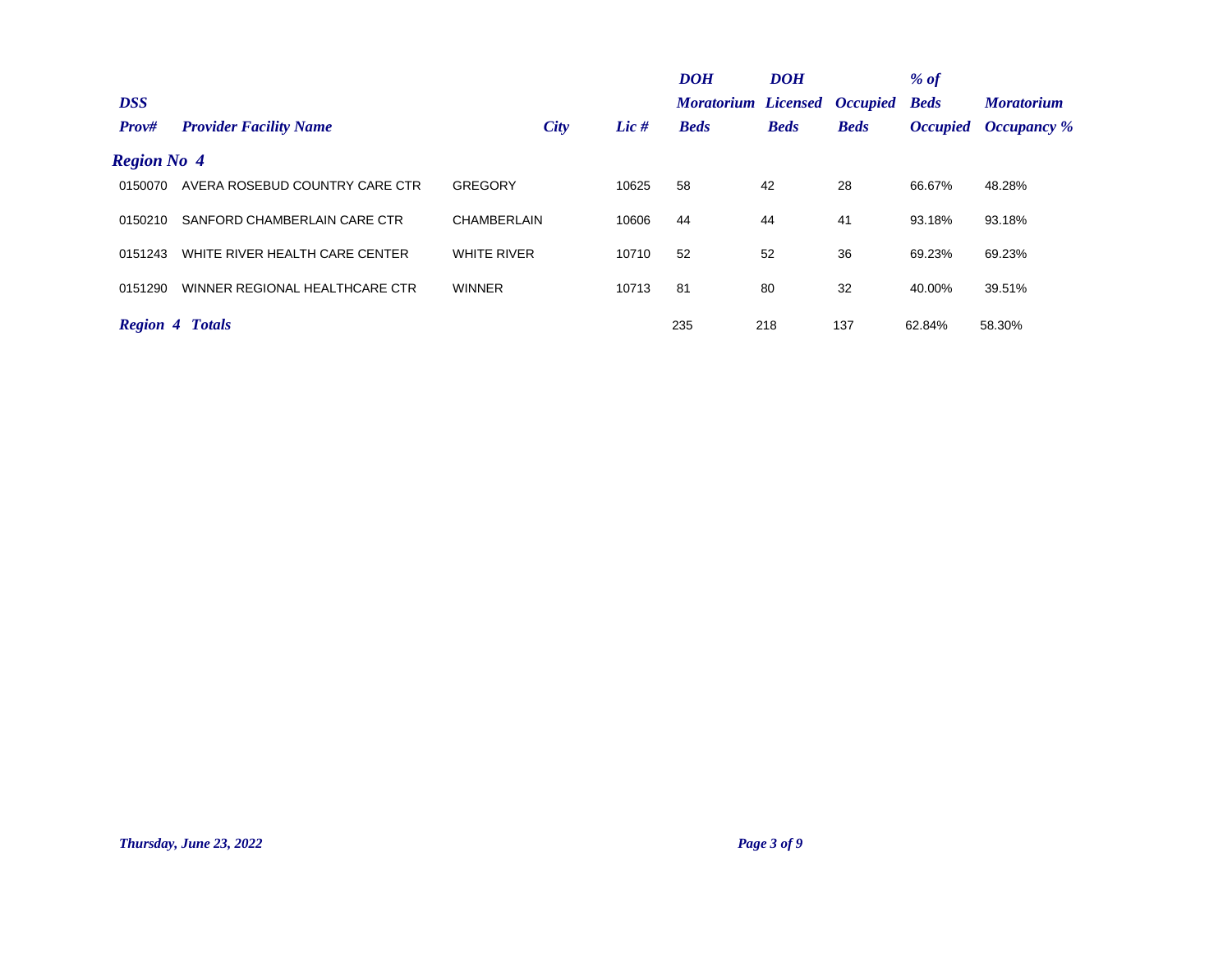| DSS Prov# | Provider Facility Name | City | Lic # | DOH Moratorium Beds | DOH Licensed Beds | Occupied Beds | % of Beds Occupied | Moratorium Occupancy % |
|---|---|---|---|---|---|---|---|---|
| ***Region No 4*** | | | | | | | | |
| 0150070 | AVERA ROSEBUD COUNTRY CARE CTR | GREGORY | 10625 | 58 | 42 | 28 | 66.67% | 48.28% |
| 0150210 | SANFORD CHAMBERLAIN CARE CTR | CHAMBERLAIN | 10606 | 44 | 44 | 41 | 93.18% | 93.18% |
| 0151243 | WHITE RIVER HEALTH CARE CENTER | WHITE RIVER | 10710 | 52 | 52 | 36 | 69.23% | 69.23% |
| 0151290 | WINNER REGIONAL HEALTHCARE CTR | WINNER | 10713 | 81 | 80 | 32 | 40.00% | 39.51% |
| ***Region 4 Totals*** | | | | 235 | 218 | 137 | 62.84% | 58.30% |

*Thursday, June 23, 2022*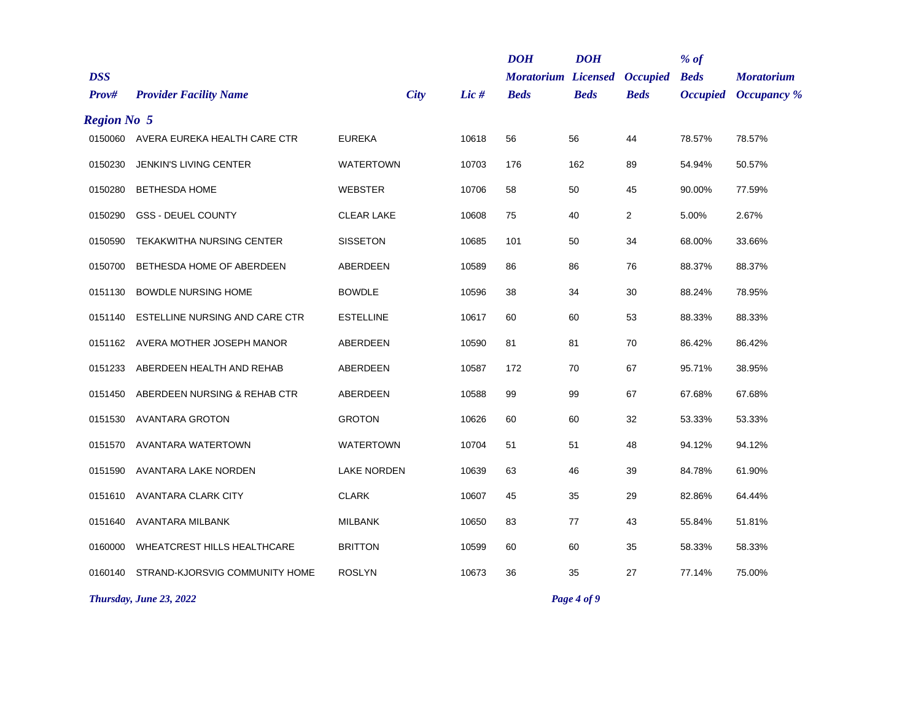| *DSS Prov#* | *Provider Facility Name* | *City* | *Lic #* | *DOH Moratorium Beds* | *DOH Licensed Beds* | *Occupied Beds* | *% of Beds Occupied* | *Moratorium Occupancy %* |
|---|---|---|---|---|---|---|---|---|
| ***Region No 5*** | | | | | | | | |
| 0150060 | AVERA EUREKA HEALTH CARE CTR | EUREKA | 10618 | 56 | 56 | 44 | 78.57% | 78.57% |
| 0150230 | JENKIN'S LIVING CENTER | WATERTOWN | 10703 | 176 | 162 | 89 | 54.94% | 50.57% |
| 0150280 | BETHESDA HOME | WEBSTER | 10706 | 58 | 50 | 45 | 90.00% | 77.59% |
| 0150290 | GSS - DEUEL COUNTY | CLEAR LAKE | 10608 | 75 | 40 | 2 | 5.00% | 2.67% |
| 0150590 | TEKAKWITHA NURSING CENTER | SISSETON | 10685 | 101 | 50 | 34 | 68.00% | 33.66% |
| 0150700 | BETHESDA HOME OF ABERDEEN | ABERDEEN | 10589 | 86 | 86 | 76 | 88.37% | 88.37% |
| 0151130 | BOWDLE NURSING HOME | BOWDLE | 10596 | 38 | 34 | 30 | 88.24% | 78.95% |
| 0151140 | ESTELLINE NURSING AND CARE CTR | ESTELLINE | 10617 | 60 | 60 | 53 | 88.33% | 88.33% |
| 0151162 | AVERA MOTHER JOSEPH MANOR | ABERDEEN | 10590 | 81 | 81 | 70 | 86.42% | 86.42% |
| 0151233 | ABERDEEN HEALTH AND REHAB | ABERDEEN | 10587 | 172 | 70 | 67 | 95.71% | 38.95% |
| 0151450 | ABERDEEN NURSING & REHAB CTR | ABERDEEN | 10588 | 99 | 99 | 67 | 67.68% | 67.68% |
| 0151530 | AVANTARA GROTON | GROTON | 10626 | 60 | 60 | 32 | 53.33% | 53.33% |
| 0151570 | AVANTARA WATERTOWN | WATERTOWN | 10704 | 51 | 51 | 48 | 94.12% | 94.12% |
| 0151590 | AVANTARA LAKE NORDEN | LAKE NORDEN | 10639 | 63 | 46 | 39 | 84.78% | 61.90% |
| 0151610 | AVANTARA CLARK CITY | CLARK | 10607 | 45 | 35 | 29 | 82.86% | 64.44% |
| 0151640 | AVANTARA MILBANK | MILBANK | 10650 | 83 | 77 | 43 | 55.84% | 51.81% |
| 0160000 | WHEATCREST HILLS HEALTHCARE | BRITTON | 10599 | 60 | 60 | 35 | 58.33% | 58.33% |
| 0160140 | STRAND-KJORSVIG COMMUNITY HOME | ROSLYN | 10673 | 36 | 35 | 27 | 77.14% | 75.00% |

*Thursday, June 23, 2022*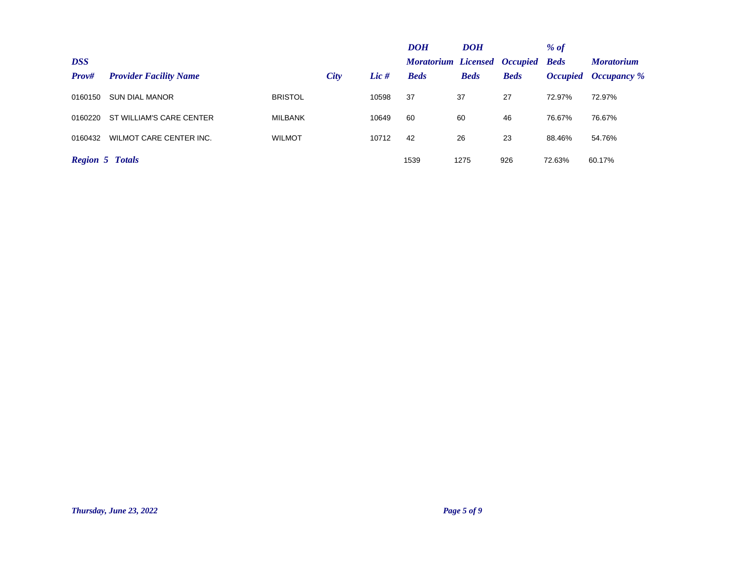| DSS Prov# | Provider Facility Name | City | Lic # | DOH Moratorium Beds | DOH Licensed Beds | Occupied Beds | % of Beds Occupied | Moratorium Occupancy % |
|---|---|---|---|---|---|---|---|---|
| 0160150 | SUN DIAL MANOR | BRISTOL | 10598 | 37 | 37 | 27 | 72.97% | 72.97% |
| 0160220 | ST WILLIAM'S CARE CENTER | MILBANK | 10649 | 60 | 60 | 46 | 76.67% | 76.67% |
| 0160432 | WILMOT CARE CENTER INC. | WILMOT | 10712 | 42 | 26 | 23 | 88.46% | 54.76% |
| ***Region 5 Totals*** | | | | 1539 | 1275 | 926 | 72.63% | 60.17% |

*Thursday, June 23, 2022*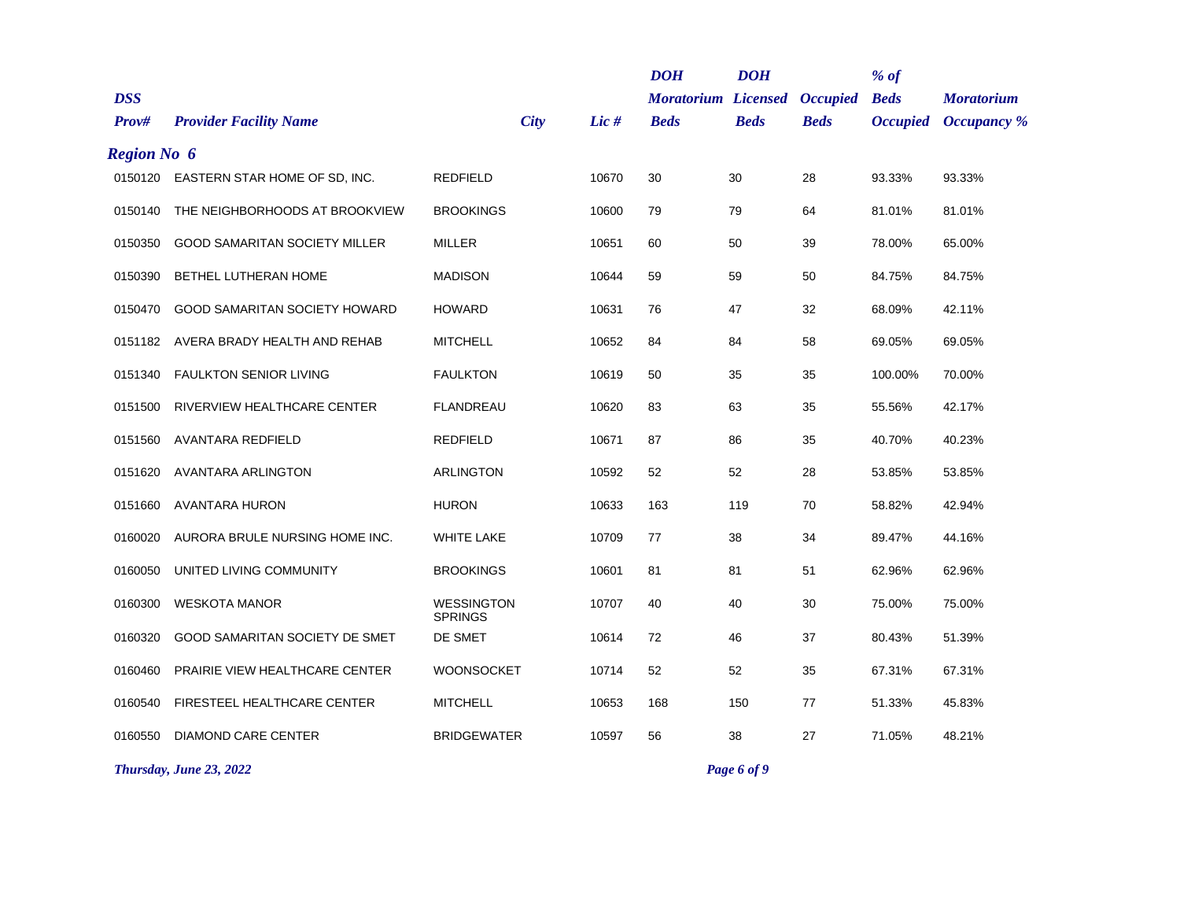| DSS Prov# | Provider Facility Name | City | Lic # | DOH Moratorium Beds | DOH Licensed Beds | Occupied Beds | % of Beds Occupied | Moratorium Occupancy % |
|---|---|---|---|---|---|---|---|---|
| ***Region No 6*** | | | | | | | | |
| 0150120 | EASTERN STAR HOME OF SD, INC. | REDFIELD | 10670 | 30 | 30 | 28 | 93.33% | 93.33% |
| 0150140 | THE NEIGHBORHOODS AT BROOKVIEW | BROOKINGS | 10600 | 79 | 79 | 64 | 81.01% | 81.01% |
| 0150350 | GOOD SAMARITAN SOCIETY MILLER | MILLER | 10651 | 60 | 50 | 39 | 78.00% | 65.00% |
| 0150390 | BETHEL LUTHERAN HOME | MADISON | 10644 | 59 | 59 | 50 | 84.75% | 84.75% |
| 0150470 | GOOD SAMARITAN SOCIETY HOWARD | HOWARD | 10631 | 76 | 47 | 32 | 68.09% | 42.11% |
| 0151182 | AVERA BRADY HEALTH AND REHAB | MITCHELL | 10652 | 84 | 84 | 58 | 69.05% | 69.05% |
| 0151340 | FAULKTON SENIOR LIVING | FAULKTON | 10619 | 50 | 35 | 35 | 100.00% | 70.00% |
| 0151500 | RIVERVIEW HEALTHCARE CENTER | FLANDREAU | 10620 | 83 | 63 | 35 | 55.56% | 42.17% |
| 0151560 | AVANTARA REDFIELD | REDFIELD | 10671 | 87 | 86 | 35 | 40.70% | 40.23% |
| 0151620 | AVANTARA ARLINGTON | ARLINGTON | 10592 | 52 | 52 | 28 | 53.85% | 53.85% |
| 0151660 | AVANTARA HURON | HURON | 10633 | 163 | 119 | 70 | 58.82% | 42.94% |
| 0160020 | AURORA BRULE NURSING HOME INC. | WHITE LAKE | 10709 | 77 | 38 | 34 | 89.47% | 44.16% |
| 0160050 | UNITED LIVING COMMUNITY | BROOKINGS | 10601 | 81 | 81 | 51 | 62.96% | 62.96% |
| 0160300 | WESKOTA MANOR | WESSINGTON SPRINGS | 10707 | 40 | 40 | 30 | 75.00% | 75.00% |
| 0160320 | GOOD SAMARITAN SOCIETY DE SMET | DE SMET | 10614 | 72 | 46 | 37 | 80.43% | 51.39% |
| 0160460 | PRAIRIE VIEW HEALTHCARE CENTER | WOONSOCKET | 10714 | 52 | 52 | 35 | 67.31% | 67.31% |
| 0160540 | FIRESTEEL HEALTHCARE CENTER | MITCHELL | 10653 | 168 | 150 | 77 | 51.33% | 45.83% |
| 0160550 | DIAMOND CARE CENTER | BRIDGEWATER | 10597 | 56 | 38 | 27 | 71.05% | 48.21% |

*Thursday, June 23, 2022*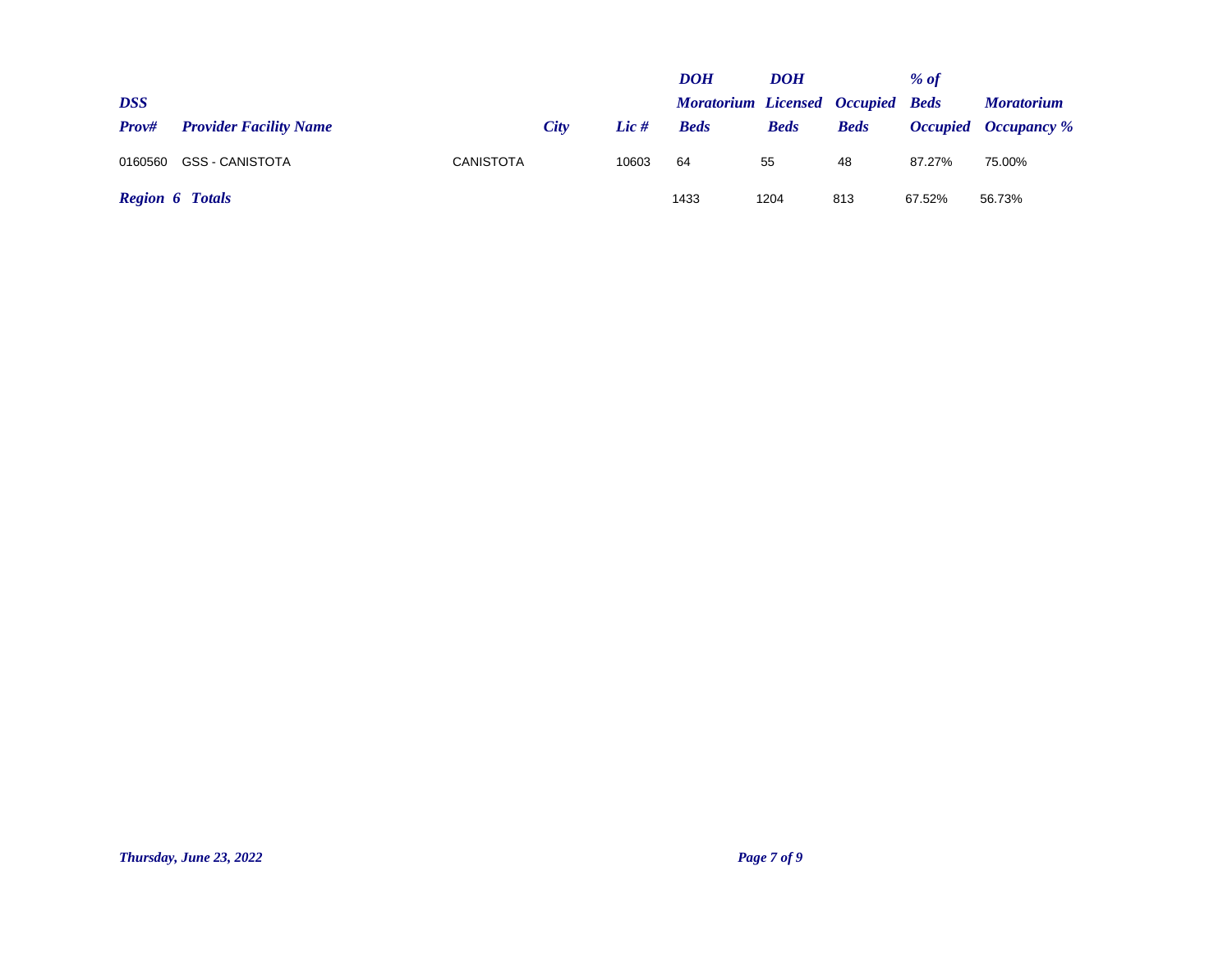| DSS Prov# | Provider Facility Name | City | Lic # | DOH Moratorium Beds | DOH Licensed Beds | Occupied Beds | % of Beds Occupied | Moratorium Occupancy % |
|---|---|---|---|---|---|---|---|---|
| 0160560 | GSS - CANISTOTA | CANISTOTA | 10603 | 64 | 55 | 48 | 87.27% | 75.00% |
| ***Region 6 Totals*** | | | | 1433 | 1204 | 813 | 67.52% | 56.73% |

*Thursday, June 23, 2022*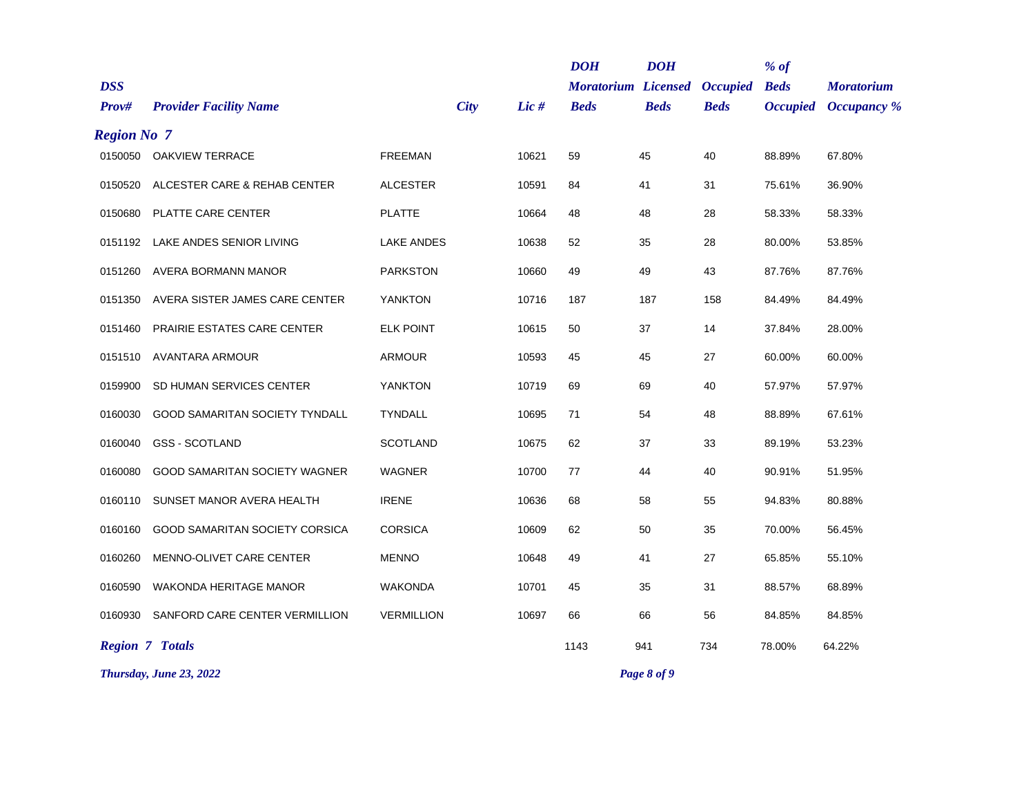| DSS Prov# | Provider Facility Name | City | Lic # | DOH Moratorium Beds | DOH Licensed Beds | Occupied Beds | % of Beds Occupied | Moratorium Occupancy % |
|---|---|---|---|---|---|---|---|---|
| ***Region No 7*** | | | | | | | | |
| 0150050 | OAKVIEW TERRACE | FREEMAN | 10621 | 59 | 45 | 40 | 88.89% | 67.80% |
| 0150520 | ALCESTER CARE & REHAB CENTER | ALCESTER | 10591 | 84 | 41 | 31 | 75.61% | 36.90% |
| 0150680 | PLATTE CARE CENTER | PLATTE | 10664 | 48 | 48 | 28 | 58.33% | 58.33% |
| 0151192 | LAKE ANDES SENIOR LIVING | LAKE ANDES | 10638 | 52 | 35 | 28 | 80.00% | 53.85% |
| 0151260 | AVERA BORMANN MANOR | PARKSTON | 10660 | 49 | 49 | 43 | 87.76% | 87.76% |
| 0151350 | AVERA SISTER JAMES CARE CENTER | YANKTON | 10716 | 187 | 187 | 158 | 84.49% | 84.49% |
| 0151460 | PRAIRIE ESTATES CARE CENTER | ELK POINT | 10615 | 50 | 37 | 14 | 37.84% | 28.00% |
| 0151510 | AVANTARA ARMOUR | ARMOUR | 10593 | 45 | 45 | 27 | 60.00% | 60.00% |
| 0159900 | SD HUMAN SERVICES CENTER | YANKTON | 10719 | 69 | 69 | 40 | 57.97% | 57.97% |
| 0160030 | GOOD SAMARITAN SOCIETY TYNDALL | TYNDALL | 10695 | 71 | 54 | 48 | 88.89% | 67.61% |
| 0160040 | GSS - SCOTLAND | SCOTLAND | 10675 | 62 | 37 | 33 | 89.19% | 53.23% |
| 0160080 | GOOD SAMARITAN SOCIETY WAGNER | WAGNER | 10700 | 77 | 44 | 40 | 90.91% | 51.95% |
| 0160110 | SUNSET MANOR AVERA HEALTH | IRENE | 10636 | 68 | 58 | 55 | 94.83% | 80.88% |
| 0160160 | GOOD SAMARITAN SOCIETY CORSICA | CORSICA | 10609 | 62 | 50 | 35 | 70.00% | 56.45% |
| 0160260 | MENNO-OLIVET CARE CENTER | MENNO | 10648 | 49 | 41 | 27 | 65.85% | 55.10% |
| 0160590 | WAKONDA HERITAGE MANOR | WAKONDA | 10701 | 45 | 35 | 31 | 88.57% | 68.89% |
| 0160930 | SANFORD CARE CENTER VERMILLION | VERMILLION | 10697 | 66 | 66 | 56 | 84.85% | 84.85% |
| ***Region 7 Totals*** | | | | 1143 | 941 | 734 | 78.00% | 64.22% |

*Thursday, June 23, 2022*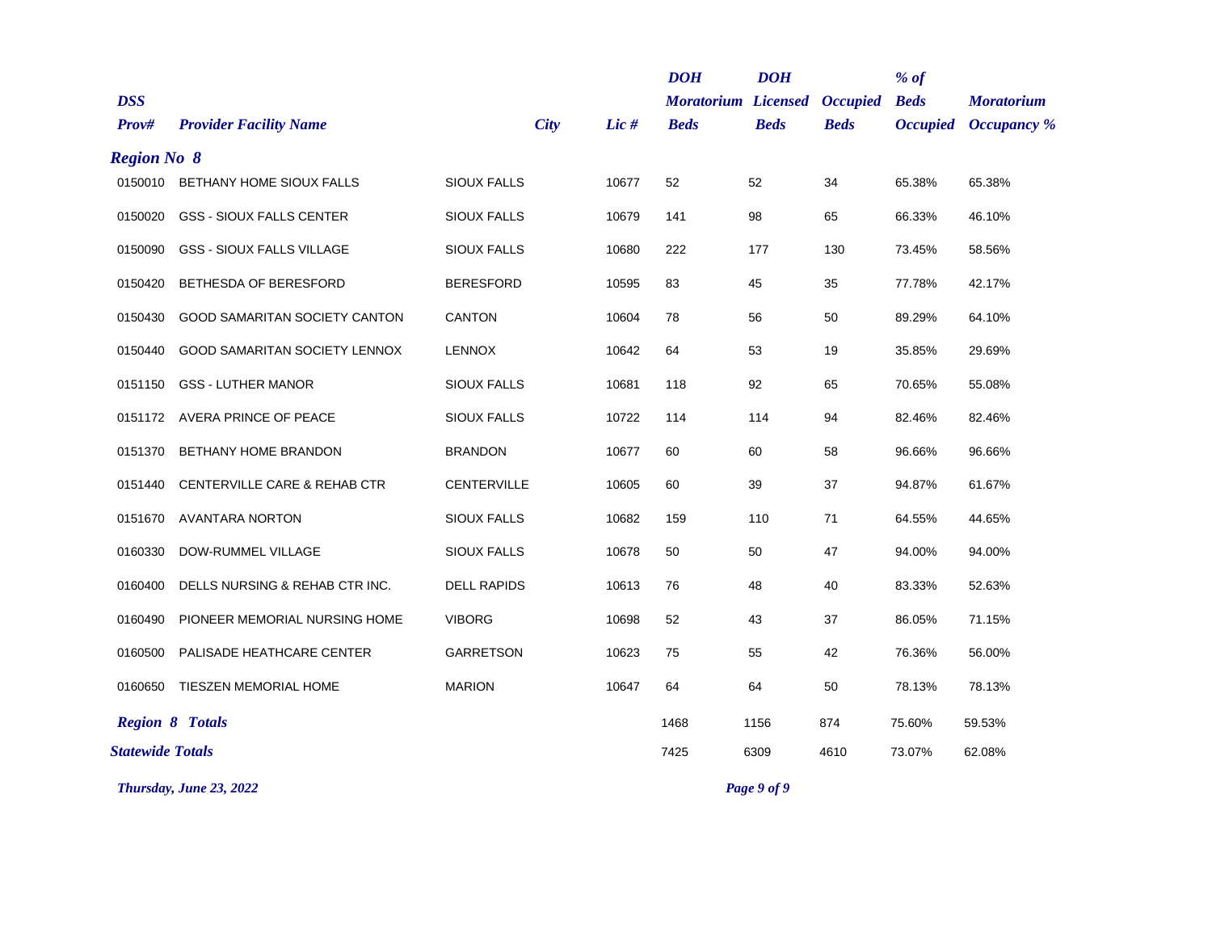| DSS Prov# | Provider Facility Name | City | Lic # | DOH Moratorium Beds | DOH Licensed Beds | Occupied Beds | % of Beds Occupied | Moratorium Occupancy % |
|---|---|---|---|---|---|---|---|---|
| ***Region No 8*** | | | | | | | | |
| 0150010 | BETHANY HOME SIOUX FALLS | SIOUX FALLS | 10677 | 52 | 52 | 34 | 65.38% | 65.38% |
| 0150020 | GSS - SIOUX FALLS CENTER | SIOUX FALLS | 10679 | 141 | 98 | 65 | 66.33% | 46.10% |
| 0150090 | GSS - SIOUX FALLS VILLAGE | SIOUX FALLS | 10680 | 222 | 177 | 130 | 73.45% | 58.56% |
| 0150420 | BETHESDA OF BERESFORD | BERESFORD | 10595 | 83 | 45 | 35 | 77.78% | 42.17% |
| 0150430 | GOOD SAMARITAN SOCIETY CANTON | CANTON | 10604 | 78 | 56 | 50 | 89.29% | 64.10% |
| 0150440 | GOOD SAMARITAN SOCIETY LENNOX | LENNOX | 10642 | 64 | 53 | 19 | 35.85% | 29.69% |
| 0151150 | GSS - LUTHER MANOR | SIOUX FALLS | 10681 | 118 | 92 | 65 | 70.65% | 55.08% |
| 0151172 | AVERA PRINCE OF PEACE | SIOUX FALLS | 10722 | 114 | 114 | 94 | 82.46% | 82.46% |
| 0151370 | BETHANY HOME BRANDON | BRANDON | 10677 | 60 | 60 | 58 | 96.66% | 96.66% |
| 0151440 | CENTERVILLE CARE & REHAB CTR | CENTERVILLE | 10605 | 60 | 39 | 37 | 94.87% | 61.67% |
| 0151670 | AVANTARA NORTON | SIOUX FALLS | 10682 | 159 | 110 | 71 | 64.55% | 44.65% |
| 0160330 | DOW-RUMMEL VILLAGE | SIOUX FALLS | 10678 | 50 | 50 | 47 | 94.00% | 94.00% |
| 0160400 | DELLS NURSING & REHAB CTR INC. | DELL RAPIDS | 10613 | 76 | 48 | 40 | 83.33% | 52.63% |
| 0160490 | PIONEER MEMORIAL NURSING HOME | VIBORG | 10698 | 52 | 43 | 37 | 86.05% | 71.15% |
| 0160500 | PALISADE HEATHCARE CENTER | GARRETSON | 10623 | 75 | 55 | 42 | 76.36% | 56.00% |
| 0160650 | TIESZEN MEMORIAL HOME | MARION | 10647 | 64 | 64 | 50 | 78.13% | 78.13% |
| ***Region 8 Totals*** | | | | 1468 | 1156 | 874 | 75.60% | 59.53% |
| ***Statewide Totals*** | | | | 7425 | 6309 | 4610 | 73.07% | 62.08% |

*Thursday, June 23, 2022*